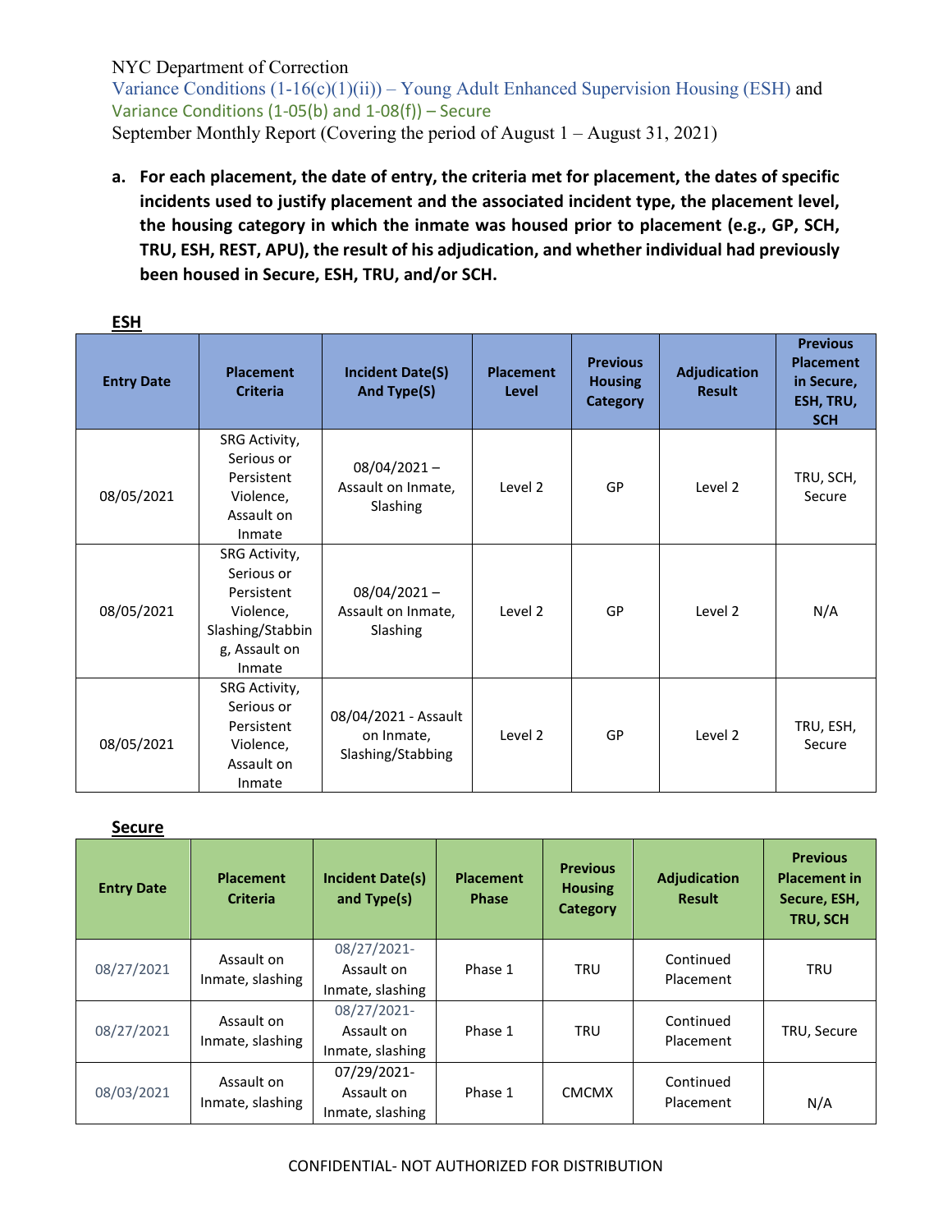NYC Department of Correction

Variance Conditions (1-16(c)(1)(ii)) – Young Adult Enhanced Supervision Housing (ESH) and Variance Conditions (1-05(b) and 1-08(f)) – Secure

September Monthly Report (Covering the period of August 1 – August 31, 2021)

**a. For each placement, the date of entry, the criteria met for placement, the dates of specific incidents used to justify placement and the associated incident type, the placement level, the housing category in which the inmate was housed prior to placement (e.g., GP, SCH, TRU, ESH, REST, APU), the result of his adjudication, and whether individual had previously been housed in Secure, ESH, TRU, and/or SCH.**

**ESH**

| Entry Date | Placement Criteria | Incident Date(S) And Type(S) | Placement Level | Previous Housing Category | Adjudication Result | Previous Placement in Secure, ESH, TRU, SCH |
|---|---|---|---|---|---|---|
| 08/05/2021 | SRG Activity, Serious or Persistent Violence, Assault on Inmate | 08/04/2021 – Assault on Inmate, Slashing | Level 2 | GP | Level 2 | TRU, SCH, Secure |
| 08/05/2021 | SRG Activity, Serious or Persistent Violence, Slashing/Stabbing, Assault on Inmate | 08/04/2021 – Assault on Inmate, Slashing | Level 2 | GP | Level 2 | N/A |
| 08/05/2021 | SRG Activity, Serious or Persistent Violence, Assault on Inmate | 08/04/2021 - Assault on Inmate, Slashing/Stabbing | Level 2 | GP | Level 2 | TRU, ESH, Secure |

**Secure**

| Entry Date | Placement Criteria | Incident Date(s) and Type(s) | Placement Phase | Previous Housing Category | Adjudication Result | Previous Placement in Secure, ESH, TRU, SCH |
|---|---|---|---|---|---|---|
| 08/27/2021 | Assault on Inmate, slashing | 08/27/2021- Assault on Inmate, slashing | Phase 1 | TRU | Continued Placement | TRU |
| 08/27/2021 | Assault on Inmate, slashing | 08/27/2021- Assault on Inmate, slashing | Phase 1 | TRU | Continued Placement | TRU, Secure |
| 08/03/2021 | Assault on Inmate, slashing | 07/29/2021- Assault on Inmate, slashing | Phase 1 | CMCMX | Continued Placement | N/A |

CONFIDENTIAL- NOT AUTHORIZED FOR DISTRIBUTION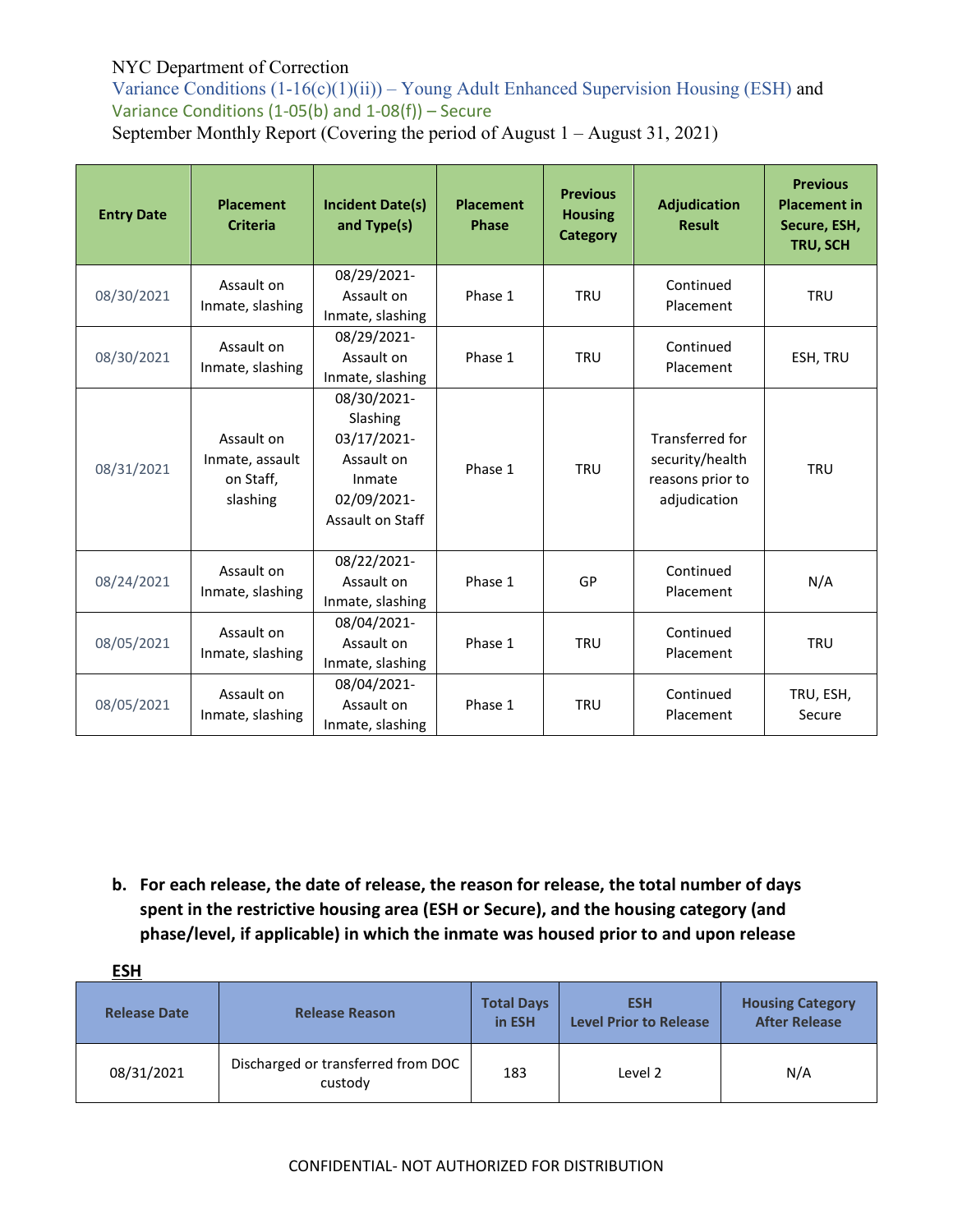NYC Department of Correction

Variance Conditions (1-16(c)(1)(ii)) – Young Adult Enhanced Supervision Housing (ESH) and Variance Conditions (1-05(b) and 1-08(f)) – Secure

September Monthly Report (Covering the period of August 1 – August 31, 2021)

| Entry Date | Placement Criteria | Incident Date(s) and Type(s) | Placement Phase | Previous Housing Category | Adjudication Result | Previous Placement in Secure, ESH, TRU, SCH |
|---|---|---|---|---|---|---|
| 08/30/2021 | Assault on Inmate, slashing | 08/29/2021- Assault on Inmate, slashing | Phase 1 | TRU | Continued Placement | TRU |
| 08/30/2021 | Assault on Inmate, slashing | 08/29/2021- Assault on Inmate, slashing | Phase 1 | TRU | Continued Placement | ESH, TRU |
| 08/31/2021 | Assault on Inmate, assault on Staff, slashing | 08/30/2021- Slashing 03/17/2021- Assault on Inmate 02/09/2021- Assault on Staff | Phase 1 | TRU | Transferred for security/health reasons prior to adjudication | TRU |
| 08/24/2021 | Assault on Inmate, slashing | 08/22/2021- Assault on Inmate, slashing | Phase 1 | GP | Continued Placement | N/A |
| 08/05/2021 | Assault on Inmate, slashing | 08/04/2021- Assault on Inmate, slashing | Phase 1 | TRU | Continued Placement | TRU |
| 08/05/2021 | Assault on Inmate, slashing | 08/04/2021- Assault on Inmate, slashing | Phase 1 | TRU | Continued Placement | TRU, ESH, Secure |

**b. For each release, the date of release, the reason for release, the total number of days spent in the restrictive housing area (ESH or Secure), and the housing category (and phase/level, if applicable) in which the inmate was housed prior to and upon release**

**ESH**

| Release Date | Release Reason | Total Days in ESH | ESH Level Prior to Release | Housing Category After Release |
|---|---|---|---|---|
| 08/31/2021 | Discharged or transferred from DOC custody | 183 | Level 2 | N/A |

CONFIDENTIAL- NOT AUTHORIZED FOR DISTRIBUTION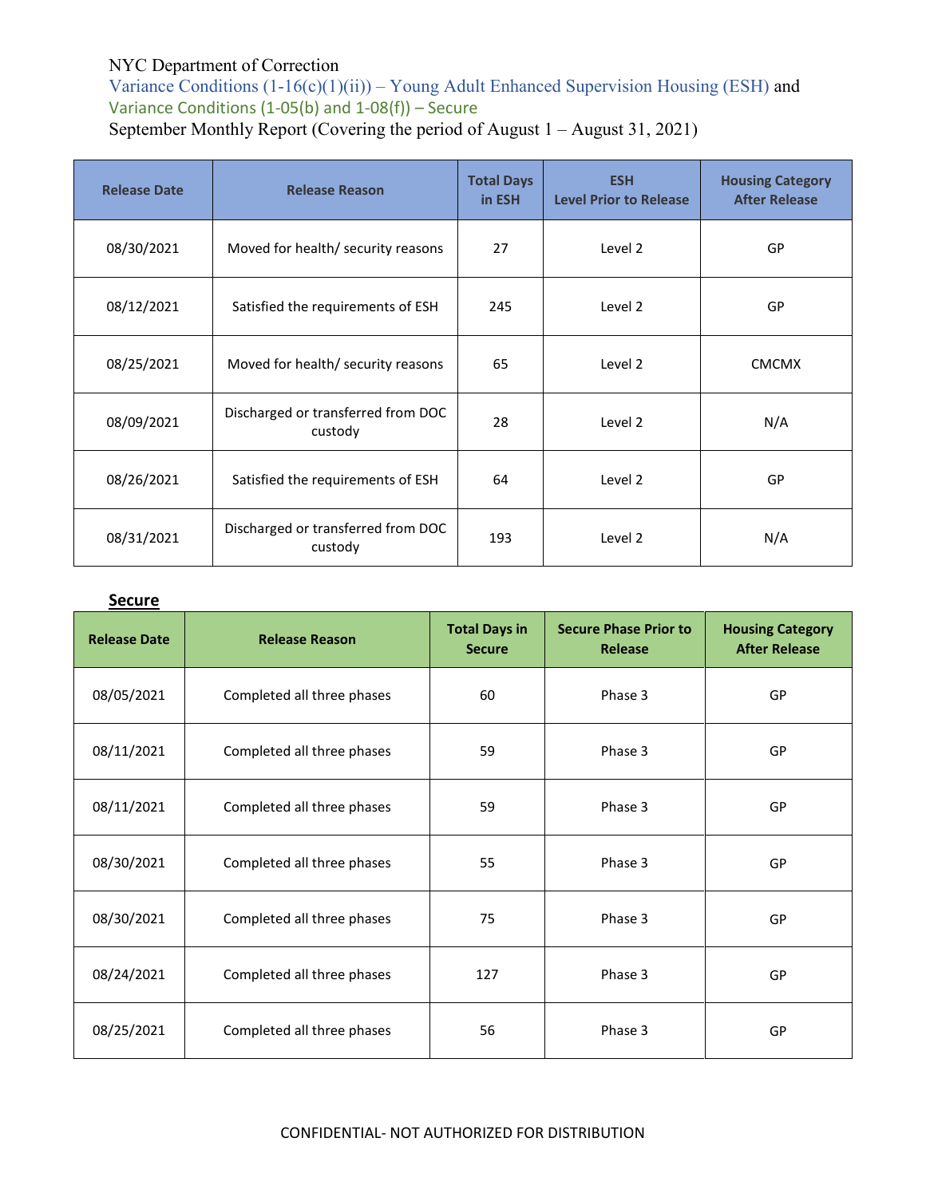NYC Department of Correction

Variance Conditions (1-16(c)(1)(ii)) – Young Adult Enhanced Supervision Housing (ESH) and Variance Conditions (1-05(b) and 1-08(f)) – Secure

September Monthly Report (Covering the period of August 1 – August 31, 2021)

| Release Date | Release Reason | Total Days in ESH | ESH Level Prior to Release | Housing Category After Release |
|---|---|---|---|---|
| 08/30/2021 | Moved for health/ security reasons | 27 | Level 2 | GP |
| 08/12/2021 | Satisfied the requirements of ESH | 245 | Level 2 | GP |
| 08/25/2021 | Moved for health/ security reasons | 65 | Level 2 | CMCMX |
| 08/09/2021 | Discharged or transferred from DOC custody | 28 | Level 2 | N/A |
| 08/26/2021 | Satisfied the requirements of ESH | 64 | Level 2 | GP |
| 08/31/2021 | Discharged or transferred from DOC custody | 193 | Level 2 | N/A |

**Secure**

| Release Date | Release Reason | Total Days in Secure | Secure Phase Prior to Release | Housing Category After Release |
|---|---|---|---|---|
| 08/05/2021 | Completed all three phases | 60 | Phase 3 | GP |
| 08/11/2021 | Completed all three phases | 59 | Phase 3 | GP |
| 08/11/2021 | Completed all three phases | 59 | Phase 3 | GP |
| 08/30/2021 | Completed all three phases | 55 | Phase 3 | GP |
| 08/30/2021 | Completed all three phases | 75 | Phase 3 | GP |
| 08/24/2021 | Completed all three phases | 127 | Phase 3 | GP |
| 08/25/2021 | Completed all three phases | 56 | Phase 3 | GP |

CONFIDENTIAL- NOT AUTHORIZED FOR DISTRIBUTION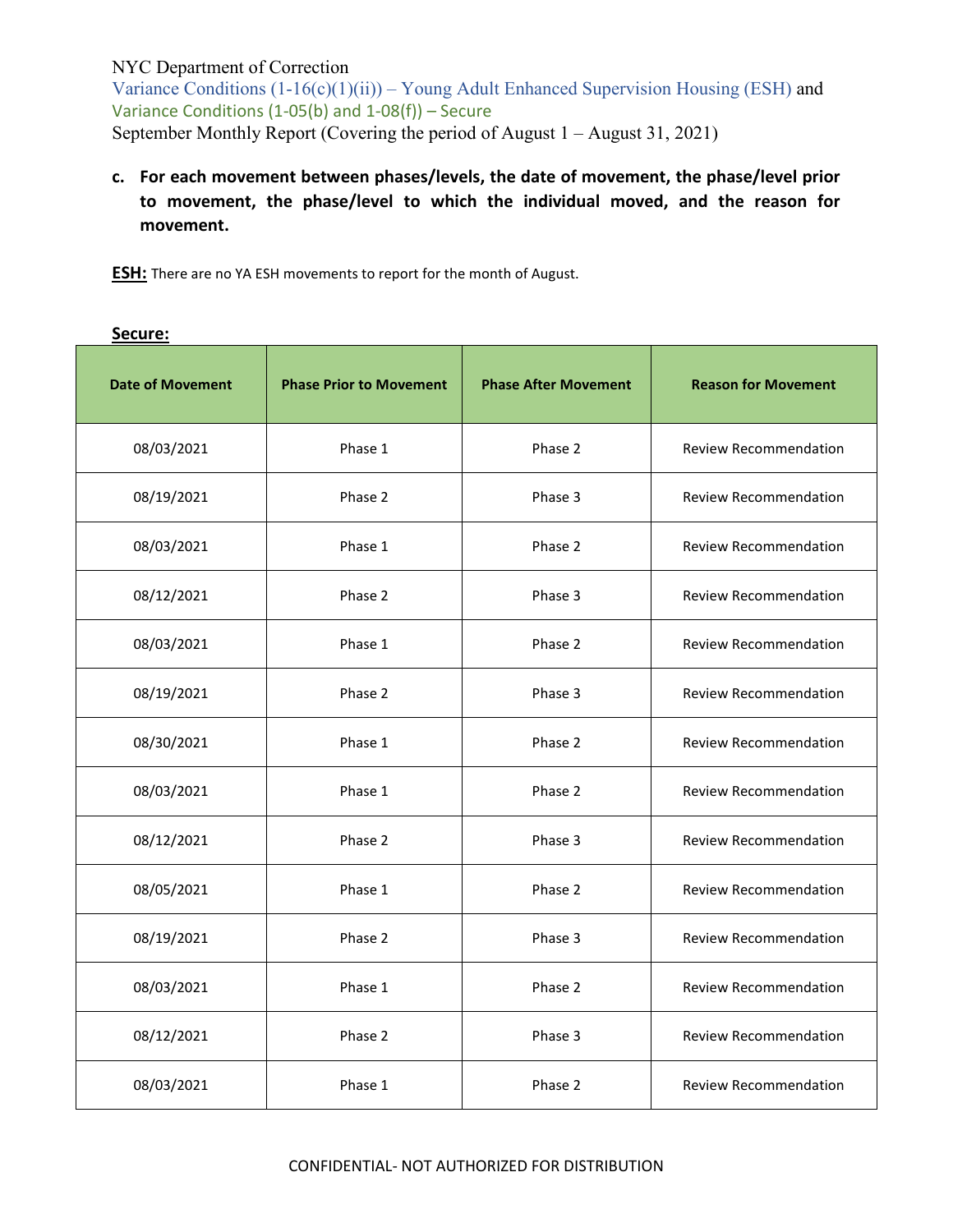NYC Department of Correction
Variance Conditions (1-16(c)(1)(ii)) – Young Adult Enhanced Supervision Housing (ESH) and Variance Conditions (1-05(b) and 1-08(f)) – Secure
September Monthly Report (Covering the period of August 1 – August 31, 2021)

**c. For each movement between phases/levels, the date of movement, the phase/level prior to movement, the phase/level to which the individual moved, and the reason for movement.**

**ESH:** There are no YA ESH movements to report for the month of August.

**Secure:**

| Date of Movement | Phase Prior to Movement | Phase After Movement | Reason for Movement |
|---|---|---|---|
| 08/03/2021 | Phase 1 | Phase 2 | Review Recommendation |
| 08/19/2021 | Phase 2 | Phase 3 | Review Recommendation |
| 08/03/2021 | Phase 1 | Phase 2 | Review Recommendation |
| 08/12/2021 | Phase 2 | Phase 3 | Review Recommendation |
| 08/03/2021 | Phase 1 | Phase 2 | Review Recommendation |
| 08/19/2021 | Phase 2 | Phase 3 | Review Recommendation |
| 08/30/2021 | Phase 1 | Phase 2 | Review Recommendation |
| 08/03/2021 | Phase 1 | Phase 2 | Review Recommendation |
| 08/12/2021 | Phase 2 | Phase 3 | Review Recommendation |
| 08/05/2021 | Phase 1 | Phase 2 | Review Recommendation |
| 08/19/2021 | Phase 2 | Phase 3 | Review Recommendation |
| 08/03/2021 | Phase 1 | Phase 2 | Review Recommendation |
| 08/12/2021 | Phase 2 | Phase 3 | Review Recommendation |
| 08/03/2021 | Phase 1 | Phase 2 | Review Recommendation |

CONFIDENTIAL- NOT AUTHORIZED FOR DISTRIBUTION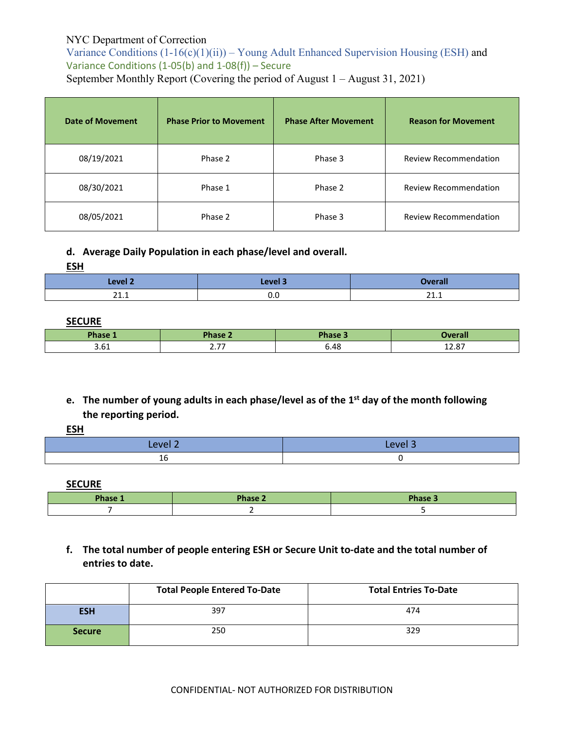NYC Department of Correction
Variance Conditions (1-16(c)(1)(ii)) – Young Adult Enhanced Supervision Housing (ESH) and
Variance Conditions (1-05(b) and 1-08(f)) – Secure
September Monthly Report (Covering the period of August 1 – August 31, 2021)

| Date of Movement | Phase Prior to Movement | Phase After Movement | Reason for Movement |
|---|---|---|---|
| 08/19/2021 | Phase 2 | Phase 3 | Review Recommendation |
| 08/30/2021 | Phase 1 | Phase 2 | Review Recommendation |
| 08/05/2021 | Phase 2 | Phase 3 | Review Recommendation |

**d. Average Daily Population in each phase/level and overall.**

**ESH**

| Level 2 | Level 3 | Overall |
|---|---|---|
| 21.1 | 0.0 | 21.1 |

**SECURE**

| Phase 1 | Phase 2 | Phase 3 | Overall |
|---|---|---|---|
| 3.61 | 2.77 | 6.48 | 12.87 |

**e. The number of young adults in each phase/level as of the 1st day of the month following the reporting period.**

**ESH**

| Level 2 | Level 3 |
|---|---|
| 16 | 0 |

**SECURE**

| Phase 1 | Phase 2 | Phase 3 |
|---|---|---|
| 7 | 2 | 5 |

**f. The total number of people entering ESH or Secure Unit to-date and the total number of entries to date.**

| | Total People Entered To-Date | Total Entries To-Date |
|---|---|---|
| ESH | 397 | 474 |
| Secure | 250 | 329 |

CONFIDENTIAL- NOT AUTHORIZED FOR DISTRIBUTION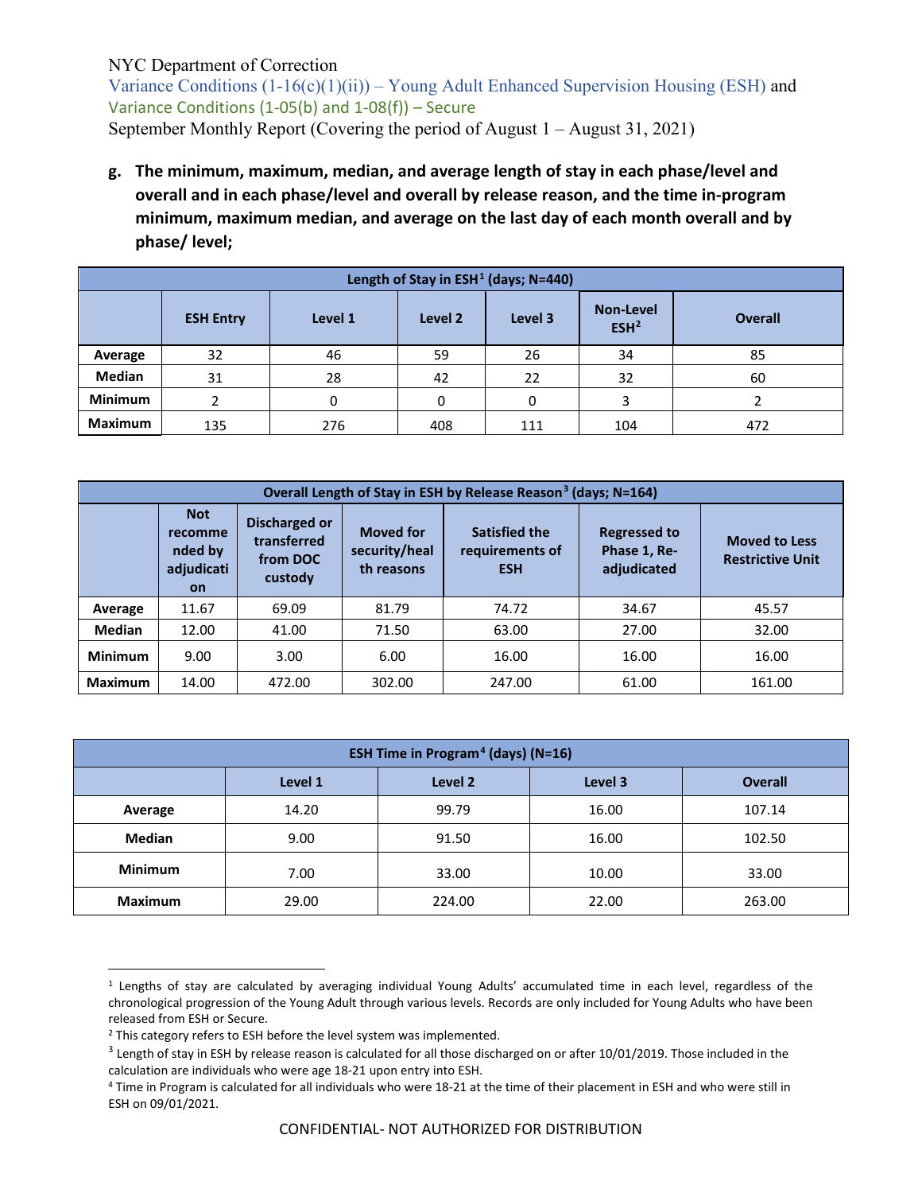**g. The minimum, maximum, median, and average length of stay in each phase/level and overall and in each phase/level and overall by release reason, and the time in-program minimum, maximum median, and average on the last day of each month overall and by phase/ level;**

| Length of Stay in ESH[1] (days; N=440) | | | | | | |
|---|---|---|---|---|---|---|
| | ESH Entry | Level 1 | Level 2 | Level 3 | Non-Level ESH[2] | Overall |
| **Average** | 32 | 46 | 59 | 26 | 34 | 85 |
| **Median** | 31 | 28 | 42 | 22 | 32 | 60 |
| **Minimum** | 2 | 0 | 0 | 0 | 3 | 2 |
| **Maximum** | 135 | 276 | 408 | 111 | 104 | 472 |

| Overall Length of Stay in ESH by Release Reason[3] (days; N=164) | | | | | | |
|---|---|---|---|---|---|---|
| | Not recommended by adjudication | Discharged or transferred from DOC custody | Moved for security/health reasons | Satisfied the requirements of ESH | Regressed to Phase 1, Re-adjudicated | Moved to Less Restrictive Unit |
| **Average** | 11.67 | 69.09 | 81.79 | 74.72 | 34.67 | 45.57 |
| **Median** | 12.00 | 41.00 | 71.50 | 63.00 | 27.00 | 32.00 |
| **Minimum** | 9.00 | 3.00 | 6.00 | 16.00 | 16.00 | 16.00 |
| **Maximum** | 14.00 | 472.00 | 302.00 | 247.00 | 61.00 | 161.00 |

| ESH Time in Program[4] (days) (N=16) | | | | |
|---|---|---|---|---|
| | Level 1 | Level 2 | Level 3 | Overall |
| **Average** | 14.20 | 99.79 | 16.00 | 107.14 |
| **Median** | 9.00 | 91.50 | 16.00 | 102.50 |
| **Minimum** | 7.00 | 33.00 | 10.00 | 33.00 |
| **Maximum** | 29.00 | 224.00 | 22.00 | 263.00 |

[1] Lengths of stay are calculated by averaging individual Young Adults' accumulated time in each level, regardless of the chronological progression of the Young Adult through various levels. Records are only included for Young Adults who have been released from ESH or Secure.

[2] This category refers to ESH before the level system was implemented.

[3] Length of stay in ESH by release reason is calculated for all those discharged on or after 10/01/2019. Those included in the calculation are individuals who were age 18-21 upon entry into ESH.

[4] Time in Program is calculated for all individuals who were 18-21 at the time of their placement in ESH and who were still in ESH on 09/01/2021.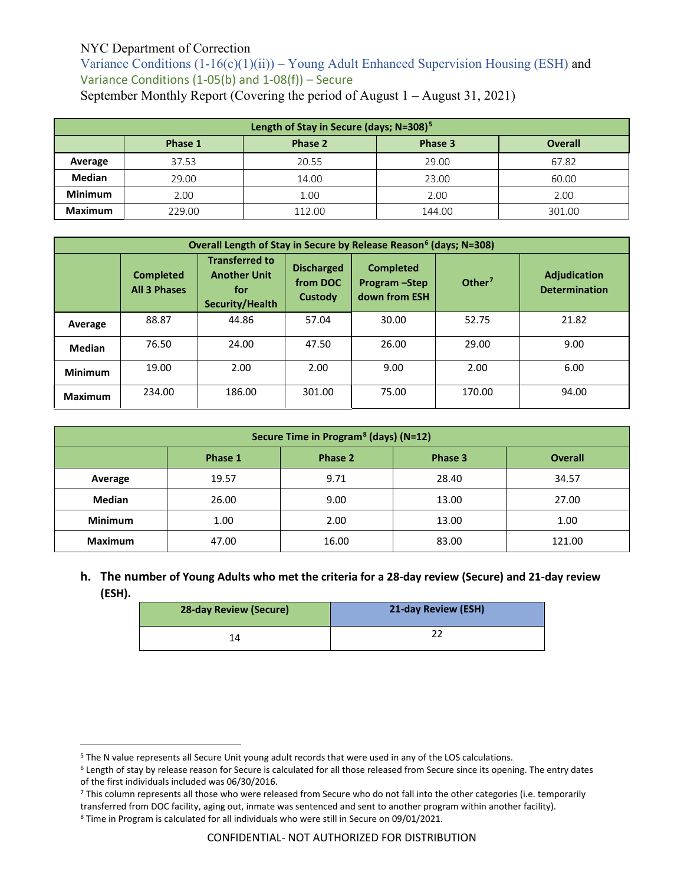NYC Department of Correction

Variance Conditions (1-16(c)(1)(ii)) – Young Adult Enhanced Supervision Housing (ESH) and Variance Conditions (1-05(b) and 1-08(f)) – Secure

September Monthly Report (Covering the period of August 1 – August 31, 2021)

| Length of Stay in Secure (days; N=308)[5] | | | | |
|---|---|---|---|---|
| | Phase 1 | Phase 2 | Phase 3 | Overall |
| Average | 37.53 | 20.55 | 29.00 | 67.82 |
| Median | 29.00 | 14.00 | 23.00 | 60.00 |
| Minimum | 2.00 | 1.00 | 2.00 | 2.00 |
| Maximum | 229.00 | 112.00 | 144.00 | 301.00 |

| Overall Length of Stay in Secure by Release Reason[6] (days; N=308) | | | | | | |
|---|---|---|---|---|---|---|
| | Completed All 3 Phases | Transferred to Another Unit for Security/Health | Discharged from DOC Custody | Completed Program –Step down from ESH | Other[7] | Adjudication Determination |
| Average | 88.87 | 44.86 | 57.04 | 30.00 | 52.75 | 21.82 |
| Median | 76.50 | 24.00 | 47.50 | 26.00 | 29.00 | 9.00 |
| Minimum | 19.00 | 2.00 | 2.00 | 9.00 | 2.00 | 6.00 |
| Maximum | 234.00 | 186.00 | 301.00 | 75.00 | 170.00 | 94.00 |

| Secure Time in Program[8] (days) (N=12) | | | | |
|---|---|---|---|---|
| | Phase 1 | Phase 2 | Phase 3 | Overall |
| Average | 19.57 | 9.71 | 28.40 | 34.57 |
| Median | 26.00 | 9.00 | 13.00 | 27.00 |
| Minimum | 1.00 | 2.00 | 13.00 | 1.00 |
| Maximum | 47.00 | 16.00 | 83.00 | 121.00 |

**h. The number of Young Adults who met the criteria for a 28-day review (Secure) and 21-day review (ESH).**

| 28-day Review (Secure) | 21-day Review (ESH) |
|---|---|
| 14 | 22 |

[5] The N value represents all Secure Unit young adult records that were used in any of the LOS calculations.

[6] Length of stay by release reason for Secure is calculated for all those released from Secure since its opening. The entry dates of the first individuals included was 06/30/2016.

[7] This column represents all those who were released from Secure who do not fall into the other categories (i.e. temporarily transferred from DOC facility, aging out, inmate was sentenced and sent to another program within another facility).

[8] Time in Program is calculated for all individuals who were still in Secure on 09/01/2021.

CONFIDENTIAL- NOT AUTHORIZED FOR DISTRIBUTION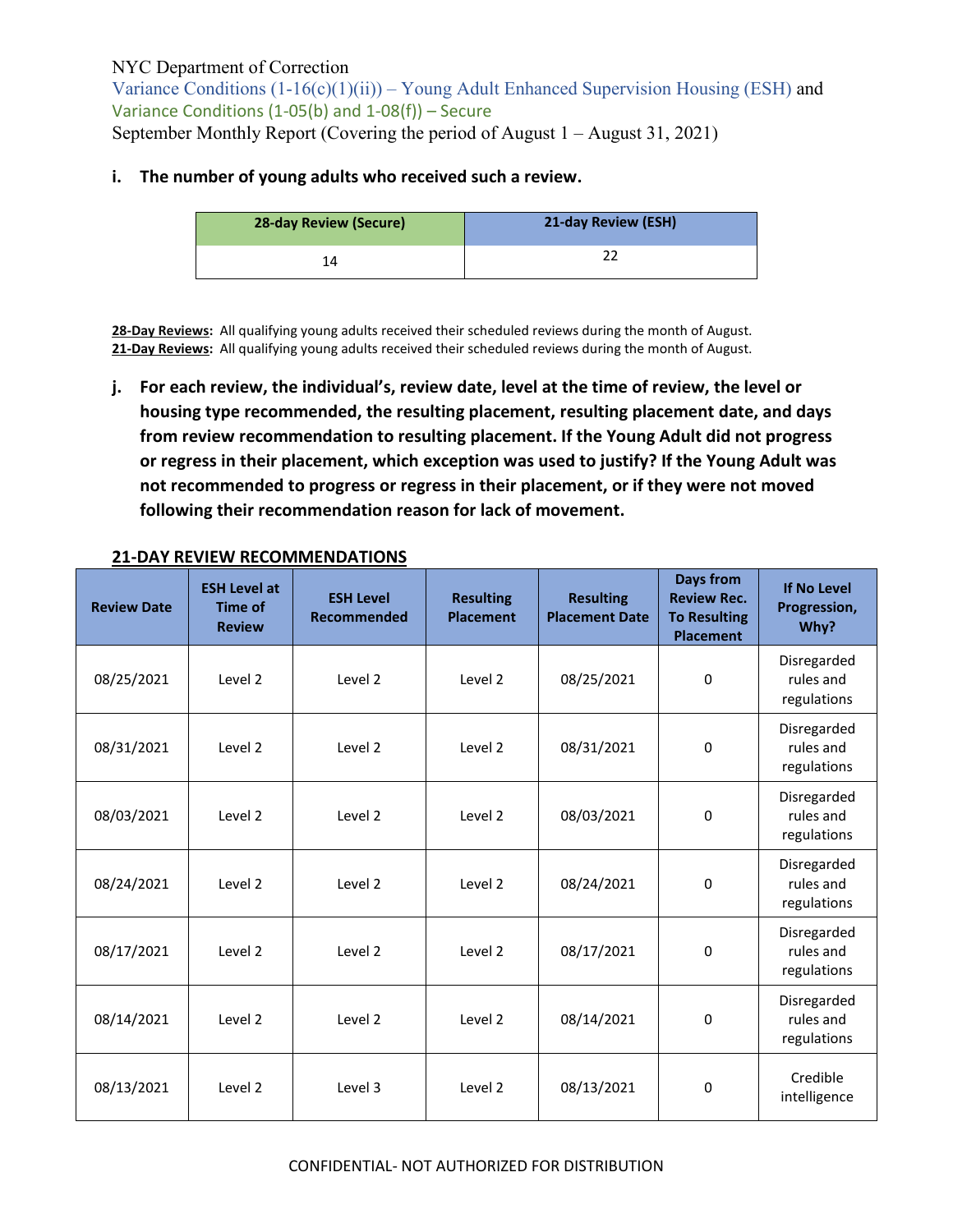NYC Department of Correction
Variance Conditions (1-16(c)(1)(ii)) – Young Adult Enhanced Supervision Housing (ESH) and
Variance Conditions (1-05(b) and 1-08(f)) – Secure
September Monthly Report (Covering the period of August 1 – August 31, 2021)

**i. The number of young adults who received such a review.**

| 28-day Review (Secure) | 21-day Review (ESH) |
|---|---|
| 14 | 22 |

**28-Day Reviews:** All qualifying young adults received their scheduled reviews during the month of August.
**21-Day Reviews:** All qualifying young adults received their scheduled reviews during the month of August.

**j. For each review, the individual's, review date, level at the time of review, the level or housing type recommended, the resulting placement, resulting placement date, and days from review recommendation to resulting placement. If the Young Adult did not progress or regress in their placement, which exception was used to justify? If the Young Adult was not recommended to progress or regress in their placement, or if they were not moved following their recommendation reason for lack of movement.**

**21-DAY REVIEW RECOMMENDATIONS**

| Review Date | ESH Level at Time of Review | ESH Level Recommended | Resulting Placement | Resulting Placement Date | Days from Review Rec. To Resulting Placement | If No Level Progression, Why? |
|---|---|---|---|---|---|---|
| 08/25/2021 | Level 2 | Level 2 | Level 2 | 08/25/2021 | 0 | Disregarded rules and regulations |
| 08/31/2021 | Level 2 | Level 2 | Level 2 | 08/31/2021 | 0 | Disregarded rules and regulations |
| 08/03/2021 | Level 2 | Level 2 | Level 2 | 08/03/2021 | 0 | Disregarded rules and regulations |
| 08/24/2021 | Level 2 | Level 2 | Level 2 | 08/24/2021 | 0 | Disregarded rules and regulations |
| 08/17/2021 | Level 2 | Level 2 | Level 2 | 08/17/2021 | 0 | Disregarded rules and regulations |
| 08/14/2021 | Level 2 | Level 2 | Level 2 | 08/14/2021 | 0 | Disregarded rules and regulations |
| 08/13/2021 | Level 2 | Level 3 | Level 2 | 08/13/2021 | 0 | Credible intelligence |

CONFIDENTIAL- NOT AUTHORIZED FOR DISTRIBUTION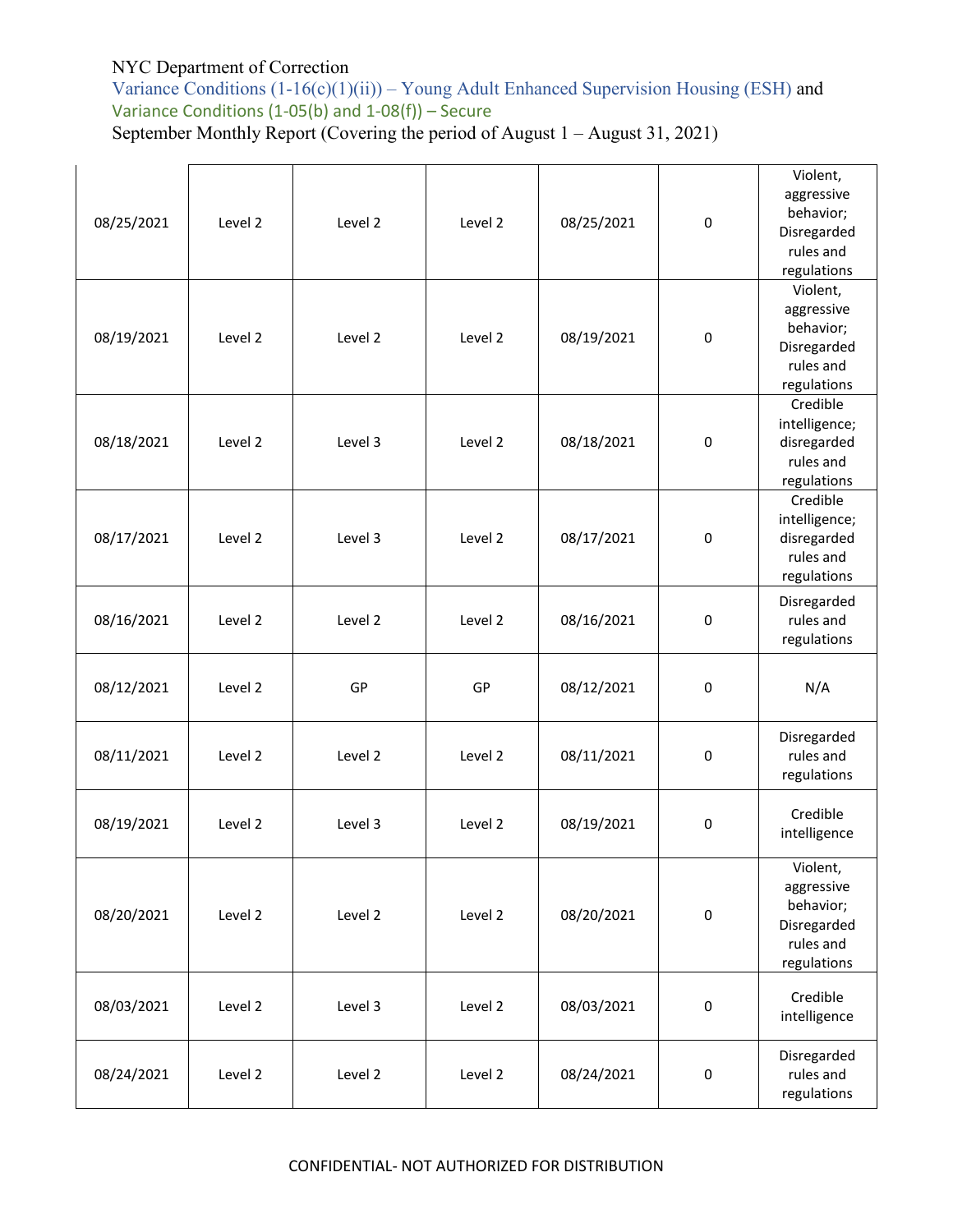NYC Department of Correction

Variance Conditions (1-16(c)(1)(ii)) – Young Adult Enhanced Supervision Housing (ESH) and Variance Conditions (1-05(b) and 1-08(f)) – Secure

September Monthly Report (Covering the period of August 1 – August 31, 2021)

| | | | | | | |
|---|---|---|---|---|---|---|
| 08/25/2021 | Level 2 | Level 2 | Level 2 | 08/25/2021 | 0 | Violent, aggressive behavior; Disregarded rules and regulations |
| 08/19/2021 | Level 2 | Level 2 | Level 2 | 08/19/2021 | 0 | Violent, aggressive behavior; Disregarded rules and regulations |
| 08/18/2021 | Level 2 | Level 3 | Level 2 | 08/18/2021 | 0 | Credible intelligence; disregarded rules and regulations |
| 08/17/2021 | Level 2 | Level 3 | Level 2 | 08/17/2021 | 0 | Credible intelligence; disregarded rules and regulations |
| 08/16/2021 | Level 2 | Level 2 | Level 2 | 08/16/2021 | 0 | Disregarded rules and regulations |
| 08/12/2021 | Level 2 | GP | GP | 08/12/2021 | 0 | N/A |
| 08/11/2021 | Level 2 | Level 2 | Level 2 | 08/11/2021 | 0 | Disregarded rules and regulations |
| 08/19/2021 | Level 2 | Level 3 | Level 2 | 08/19/2021 | 0 | Credible intelligence |
| 08/20/2021 | Level 2 | Level 2 | Level 2 | 08/20/2021 | 0 | Violent, aggressive behavior; Disregarded rules and regulations |
| 08/03/2021 | Level 2 | Level 3 | Level 2 | 08/03/2021 | 0 | Credible intelligence |
| 08/24/2021 | Level 2 | Level 2 | Level 2 | 08/24/2021 | 0 | Disregarded rules and regulations |

CONFIDENTIAL- NOT AUTHORIZED FOR DISTRIBUTION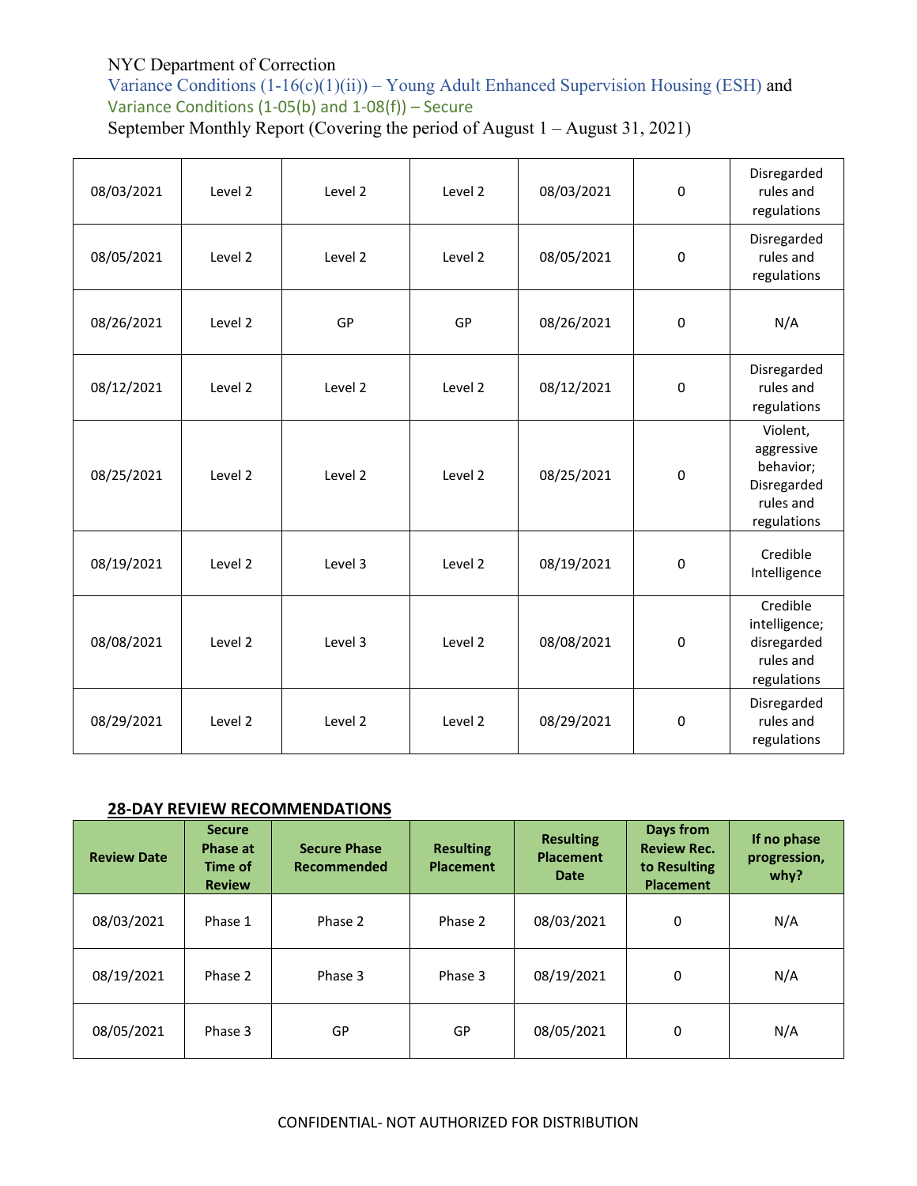NYC Department of Correction
Variance Conditions (1-16(c)(1)(ii)) – Young Adult Enhanced Supervision Housing (ESH) and
Variance Conditions (1-05(b) and 1-08(f)) – Secure
September Monthly Report (Covering the period of August 1 – August 31, 2021)

| | | | | | | |
|---|---|---|---|---|---|---|
| 08/03/2021 | Level 2 | Level 2 | Level 2 | 08/03/2021 | 0 | Disregarded rules and regulations |
| 08/05/2021 | Level 2 | Level 2 | Level 2 | 08/05/2021 | 0 | Disregarded rules and regulations |
| 08/26/2021 | Level 2 | GP | GP | 08/26/2021 | 0 | N/A |
| 08/12/2021 | Level 2 | Level 2 | Level 2 | 08/12/2021 | 0 | Disregarded rules and regulations |
| 08/25/2021 | Level 2 | Level 2 | Level 2 | 08/25/2021 | 0 | Violent, aggressive behavior; Disregarded rules and regulations |
| 08/19/2021 | Level 2 | Level 3 | Level 2 | 08/19/2021 | 0 | Credible Intelligence |
| 08/08/2021 | Level 2 | Level 3 | Level 2 | 08/08/2021 | 0 | Credible intelligence; disregarded rules and regulations |
| 08/29/2021 | Level 2 | Level 2 | Level 2 | 08/29/2021 | 0 | Disregarded rules and regulations |

**28-DAY REVIEW RECOMMENDATIONS**

| Review Date | Secure Phase at Time of Review | Secure Phase Recommended | Resulting Placement | Resulting Placement Date | Days from Review Rec. to Resulting Placement | If no phase progression, why? |
|---|---|---|---|---|---|---|
| 08/03/2021 | Phase 1 | Phase 2 | Phase 2 | 08/03/2021 | 0 | N/A |
| 08/19/2021 | Phase 2 | Phase 3 | Phase 3 | 08/19/2021 | 0 | N/A |
| 08/05/2021 | Phase 3 | GP | GP | 08/05/2021 | 0 | N/A |

CONFIDENTIAL- NOT AUTHORIZED FOR DISTRIBUTION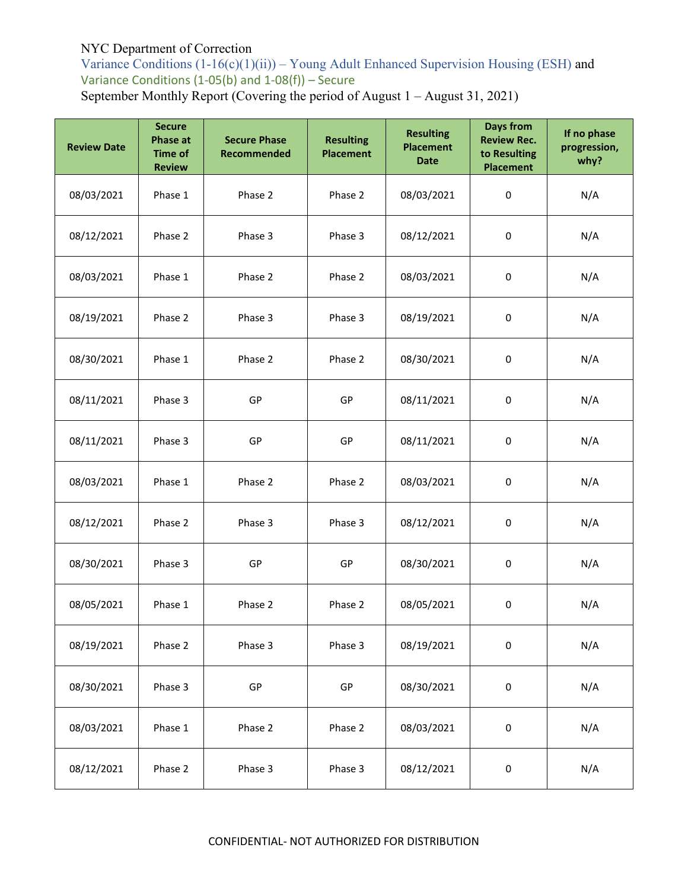NYC Department of Correction
Variance Conditions (1-16(c)(1)(ii)) – Young Adult Enhanced Supervision Housing (ESH) and
Variance Conditions (1-05(b) and 1-08(f)) – Secure
September Monthly Report (Covering the period of August 1 – August 31, 2021)

| Review Date | Secure Phase at Time of Review | Secure Phase Recommended | Resulting Placement | Resulting Placement Date | Days from Review Rec. to Resulting Placement | If no phase progression, why? |
|---|---|---|---|---|---|---|
| 08/03/2021 | Phase 1 | Phase 2 | Phase 2 | 08/03/2021 | 0 | N/A |
| 08/12/2021 | Phase 2 | Phase 3 | Phase 3 | 08/12/2021 | 0 | N/A |
| 08/03/2021 | Phase 1 | Phase 2 | Phase 2 | 08/03/2021 | 0 | N/A |
| 08/19/2021 | Phase 2 | Phase 3 | Phase 3 | 08/19/2021 | 0 | N/A |
| 08/30/2021 | Phase 1 | Phase 2 | Phase 2 | 08/30/2021 | 0 | N/A |
| 08/11/2021 | Phase 3 | GP | GP | 08/11/2021 | 0 | N/A |
| 08/11/2021 | Phase 3 | GP | GP | 08/11/2021 | 0 | N/A |
| 08/03/2021 | Phase 1 | Phase 2 | Phase 2 | 08/03/2021 | 0 | N/A |
| 08/12/2021 | Phase 2 | Phase 3 | Phase 3 | 08/12/2021 | 0 | N/A |
| 08/30/2021 | Phase 3 | GP | GP | 08/30/2021 | 0 | N/A |
| 08/05/2021 | Phase 1 | Phase 2 | Phase 2 | 08/05/2021 | 0 | N/A |
| 08/19/2021 | Phase 2 | Phase 3 | Phase 3 | 08/19/2021 | 0 | N/A |
| 08/30/2021 | Phase 3 | GP | GP | 08/30/2021 | 0 | N/A |
| 08/03/2021 | Phase 1 | Phase 2 | Phase 2 | 08/03/2021 | 0 | N/A |
| 08/12/2021 | Phase 2 | Phase 3 | Phase 3 | 08/12/2021 | 0 | N/A |

CONFIDENTIAL- NOT AUTHORIZED FOR DISTRIBUTION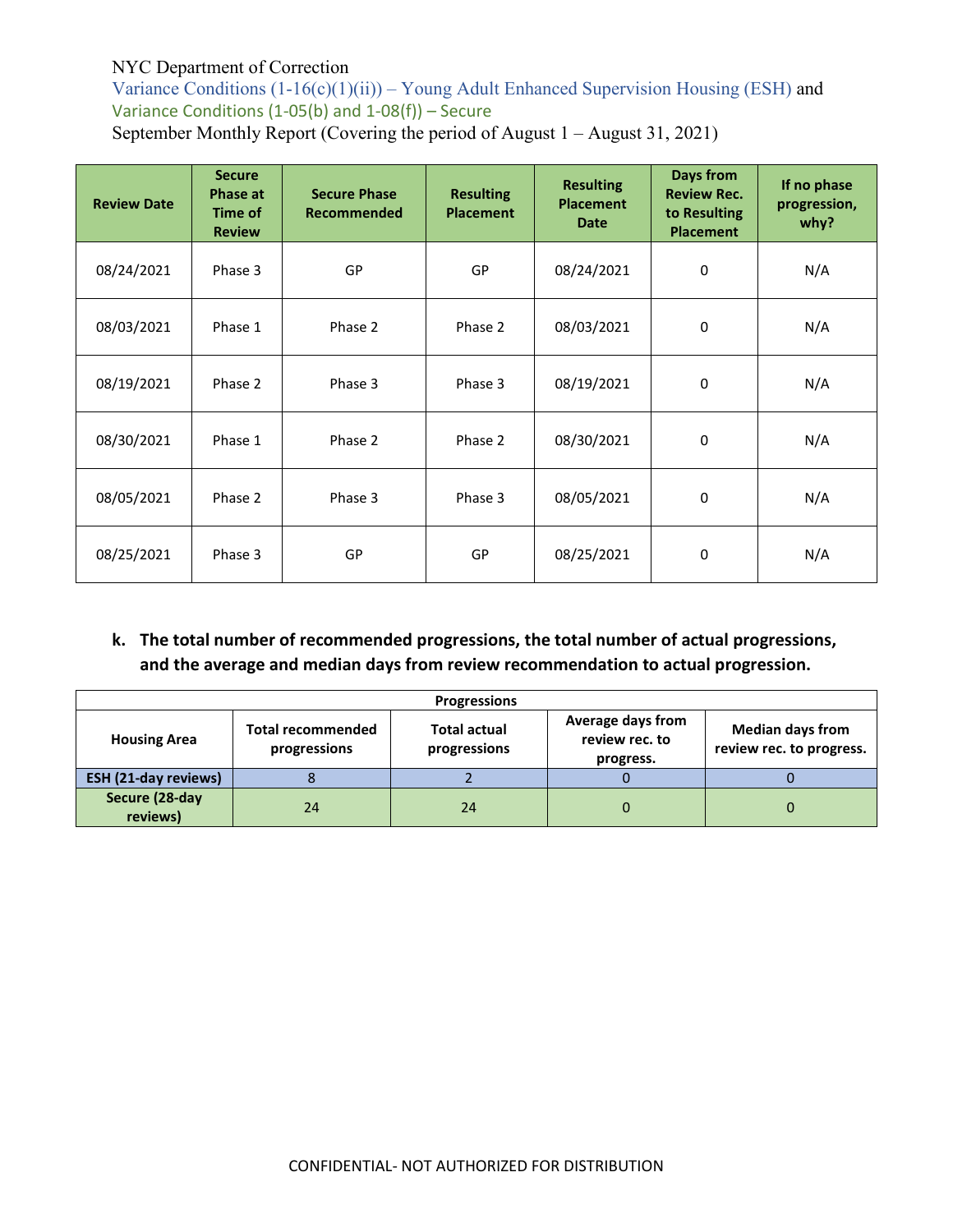NYC Department of Correction
Variance Conditions (1-16(c)(1)(ii)) – Young Adult Enhanced Supervision Housing (ESH) and
Variance Conditions (1-05(b) and 1-08(f)) – Secure
September Monthly Report (Covering the period of August 1 – August 31, 2021)

| Review Date | Secure Phase at Time of Review | Secure Phase Recommended | Resulting Placement | Resulting Placement Date | Days from Review Rec. to Resulting Placement | If no phase progression, why? |
|---|---|---|---|---|---|---|
| 08/24/2021 | Phase 3 | GP | GP | 08/24/2021 | 0 | N/A |
| 08/03/2021 | Phase 1 | Phase 2 | Phase 2 | 08/03/2021 | 0 | N/A |
| 08/19/2021 | Phase 2 | Phase 3 | Phase 3 | 08/19/2021 | 0 | N/A |
| 08/30/2021 | Phase 1 | Phase 2 | Phase 2 | 08/30/2021 | 0 | N/A |
| 08/05/2021 | Phase 2 | Phase 3 | Phase 3 | 08/05/2021 | 0 | N/A |
| 08/25/2021 | Phase 3 | GP | GP | 08/25/2021 | 0 | N/A |

**k. The total number of recommended progressions, the total number of actual progressions, and the average and median days from review recommendation to actual progression.**

| Progressions | | | | |
|---|---|---|---|---|
| **Housing Area** | **Total recommended progressions** | **Total actual progressions** | **Average days from review rec. to progress.** | **Median days from review rec. to progress.** |
| **ESH (21-day reviews)** | 8 | 2 | 0 | 0 |
| **Secure (28-day reviews)** | 24 | 24 | 0 | 0 |

CONFIDENTIAL- NOT AUTHORIZED FOR DISTRIBUTION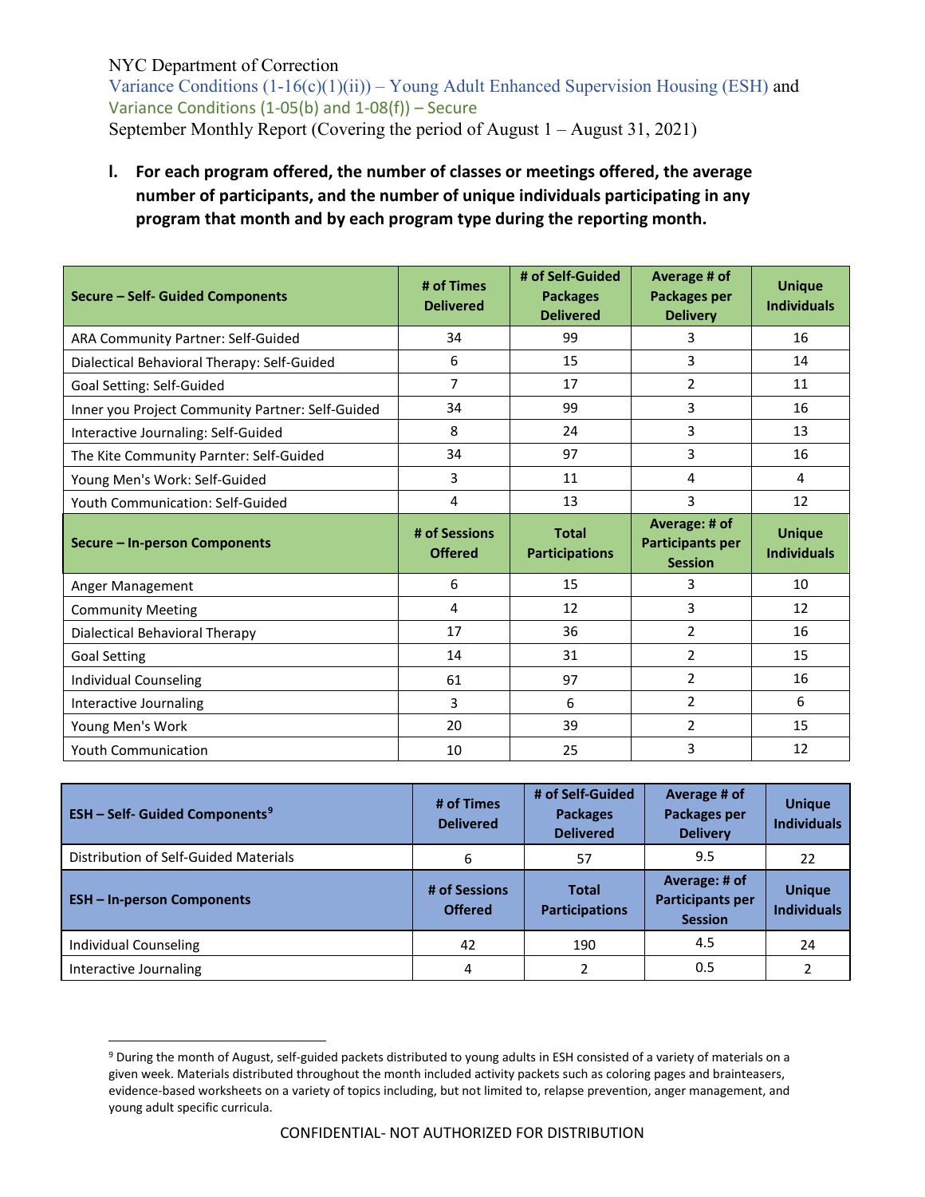NYC Department of Correction

Variance Conditions (1-16(c)(1)(ii)) – Young Adult Enhanced Supervision Housing (ESH) and Variance Conditions (1-05(b) and 1-08(f)) – Secure

September Monthly Report (Covering the period of August 1 – August 31, 2021)

**I. For each program offered, the number of classes or meetings offered, the average number of participants, and the number of unique individuals participating in any program that month and by each program type during the reporting month.**

| **Secure – Self- Guided Components** | **# of Times Delivered** | **# of Self-Guided Packages Delivered** | **Average # of Packages per Delivery** | **Unique Individuals** |
|---|---|---|---|---|
| ARA Community Partner: Self-Guided | 34 | 99 | 3 | 16 |
| Dialectical Behavioral Therapy: Self-Guided | 6 | 15 | 3 | 14 |
| Goal Setting: Self-Guided | 7 | 17 | 2 | 11 |
| Inner you Project Community Partner: Self-Guided | 34 | 99 | 3 | 16 |
| Interactive Journaling: Self-Guided | 8 | 24 | 3 | 13 |
| The Kite Community Parnter: Self-Guided | 34 | 97 | 3 | 16 |
| Young Men's Work: Self-Guided | 3 | 11 | 4 | 4 |
| Youth Communication: Self-Guided | 4 | 13 | 3 | 12 |
| **Secure – In-person Components** | **# of Sessions Offered** | **Total Participations** | **Average: # of Participants per Session** | **Unique Individuals** |
| Anger Management | 6 | 15 | 3 | 10 |
| Community Meeting | 4 | 12 | 3 | 12 |
| Dialectical Behavioral Therapy | 17 | 36 | 2 | 16 |
| Goal Setting | 14 | 31 | 2 | 15 |
| Individual Counseling | 61 | 97 | 2 | 16 |
| Interactive Journaling | 3 | 6 | 2 | 6 |
| Young Men's Work | 20 | 39 | 2 | 15 |
| Youth Communication | 10 | 25 | 3 | 12 |

| **ESH – Self- Guided Components**[9] | **# of Times Delivered** | **# of Self-Guided Packages Delivered** | **Average # of Packages per Delivery** | **Unique Individuals** |
|---|---|---|---|---|
| Distribution of Self-Guided Materials | 6 | 57 | 9.5 | 22 |
| **ESH – In-person Components** | **# of Sessions Offered** | **Total Participations** | **Average: # of Participants per Session** | **Unique Individuals** |
| Individual Counseling | 42 | 190 | 4.5 | 24 |
| Interactive Journaling | 4 | 2 | 0.5 | 2 |

[9] During the month of August, self-guided packets distributed to young adults in ESH consisted of a variety of materials on a given week. Materials distributed throughout the month included activity packets such as coloring pages and brainteasers, evidence-based worksheets on a variety of topics including, but not limited to, relapse prevention, anger management, and young adult specific curricula.

CONFIDENTIAL- NOT AUTHORIZED FOR DISTRIBUTION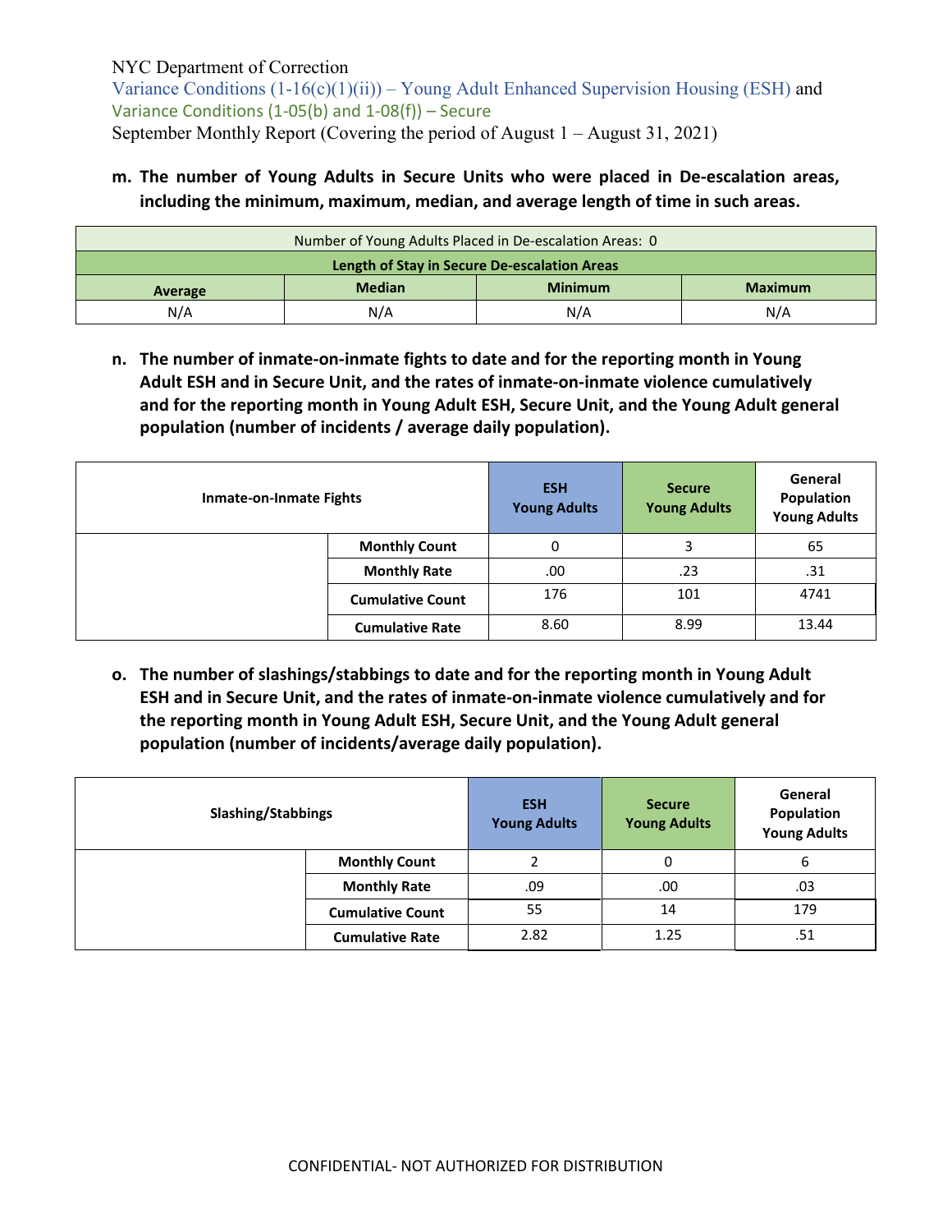NYC Department of Correction
Variance Conditions (1-16(c)(1)(ii)) – Young Adult Enhanced Supervision Housing (ESH) and Variance Conditions (1-05(b) and 1-08(f)) – Secure
September Monthly Report (Covering the period of August 1 – August 31, 2021)

**m. The number of Young Adults in Secure Units who were placed in De-escalation areas, including the minimum, maximum, median, and average length of time in such areas.**

| Number of Young Adults Placed in De-escalation Areas: 0 | | | |
|---|---|---|---|
| **Length of Stay in Secure De-escalation Areas** | | | |
| **Average** | **Median** | **Minimum** | **Maximum** |
| N/A | N/A | N/A | N/A |

**n. The number of inmate-on-inmate fights to date and for the reporting month in Young Adult ESH and in Secure Unit, and the rates of inmate-on-inmate violence cumulatively and for the reporting month in Young Adult ESH, Secure Unit, and the Young Adult general population (number of incidents / average daily population).**

| Inmate-on-Inmate Fights | | ESH Young Adults | Secure Young Adults | General Population Young Adults |
|---|---|---|---|---|
| | **Monthly Count** | 0 | 3 | 65 |
| | **Monthly Rate** | .00 | .23 | .31 |
| | **Cumulative Count** | 176 | 101 | 4741 |
| | **Cumulative Rate** | 8.60 | 8.99 | 13.44 |

**o. The number of slashings/stabbings to date and for the reporting month in Young Adult ESH and in Secure Unit, and the rates of inmate-on-inmate violence cumulatively and for the reporting month in Young Adult ESH, Secure Unit, and the Young Adult general population (number of incidents/average daily population).**

| Slashing/Stabbings | | ESH Young Adults | Secure Young Adults | General Population Young Adults |
|---|---|---|---|---|
| | **Monthly Count** | 2 | 0 | 6 |
| | **Monthly Rate** | .09 | .00 | .03 |
| | **Cumulative Count** | 55 | 14 | 179 |
| | **Cumulative Rate** | 2.82 | 1.25 | .51 |

CONFIDENTIAL- NOT AUTHORIZED FOR DISTRIBUTION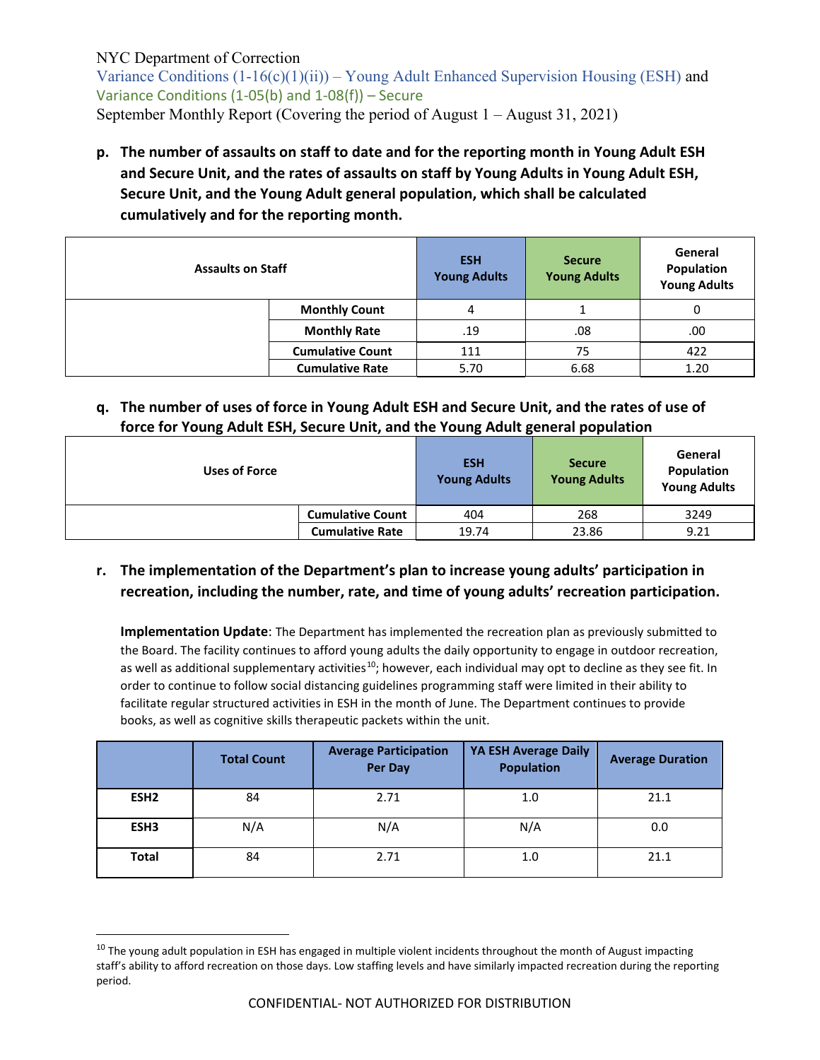NYC Department of Correction
Variance Conditions (1-16(c)(1)(ii)) – Young Adult Enhanced Supervision Housing (ESH) and Variance Conditions (1-05(b) and 1-08(f)) – Secure
September Monthly Report (Covering the period of August 1 – August 31, 2021)

**p. The number of assaults on staff to date and for the reporting month in Young Adult ESH and Secure Unit, and the rates of assaults on staff by Young Adults in Young Adult ESH, Secure Unit, and the Young Adult general population, which shall be calculated cumulatively and for the reporting month.**

| Assaults on Staff | | ESH Young Adults | Secure Young Adults | General Population Young Adults |
|---|---|---|---|---|
| | Monthly Count | 4 | 1 | 0 |
| | Monthly Rate | .19 | .08 | .00 |
| | Cumulative Count | 111 | 75 | 422 |
| | Cumulative Rate | 5.70 | 6.68 | 1.20 |

**q. The number of uses of force in Young Adult ESH and Secure Unit, and the rates of use of force for Young Adult ESH, Secure Unit, and the Young Adult general population**

| Uses of Force | | ESH Young Adults | Secure Young Adults | General Population Young Adults |
|---|---|---|---|---|
| | Cumulative Count | 404 | 268 | 3249 |
| | Cumulative Rate | 19.74 | 23.86 | 9.21 |

**r. The implementation of the Department's plan to increase young adults' participation in recreation, including the number, rate, and time of young adults' recreation participation.**

**Implementation Update**: The Department has implemented the recreation plan as previously submitted to the Board. The facility continues to afford young adults the daily opportunity to engage in outdoor recreation, as well as additional supplementary activities[10]; however, each individual may opt to decline as they see fit. In order to continue to follow social distancing guidelines programming staff were limited in their ability to facilitate regular structured activities in ESH in the month of June. The Department continues to provide books, as well as cognitive skills therapeutic packets within the unit.

| | Total Count | Average Participation Per Day | YA ESH Average Daily Population | Average Duration |
|---|---|---|---|---|
| **ESH2** | 84 | 2.71 | 1.0 | 21.1 |
| **ESH3** | N/A | N/A | N/A | 0.0 |
| **Total** | 84 | 2.71 | 1.0 | 21.1 |

[10] The young adult population in ESH has engaged in multiple violent incidents throughout the month of August impacting staff's ability to afford recreation on those days. Low staffing levels and have similarly impacted recreation during the reporting period.

CONFIDENTIAL- NOT AUTHORIZED FOR DISTRIBUTION